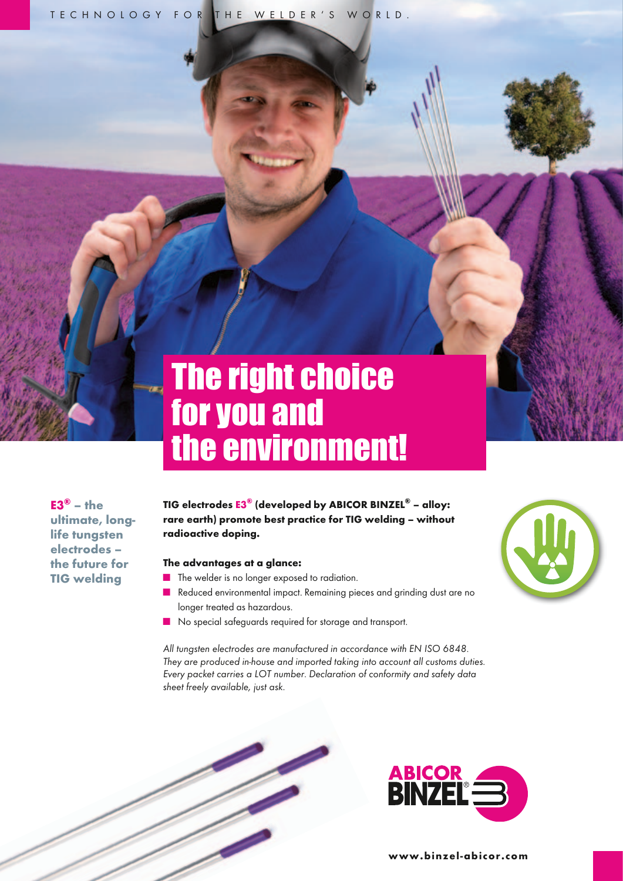TECHNOLOGY FOR THE WELDER'S WORLD.

# The right choice for you and the environment!

**E3® – the ultimate, long-life tungsten electrodes – the future for TIG welding**

**TIG electrodes E3® (developed by ABICOR BINZEL® – alloy: rare earth) promote best practice for TIG welding – without radioactive doping.**

**The advantages at a glance:**

- The welder is no longer exposed to radiation.
- Reduced environmental impact. Remaining pieces and grinding dust are no longer treated as hazardous.
- No special safeguards required for storage and transport.

*All tungsten electrodes are manufactured in accordance with EN ISO 6848. They are produced in-house and imported taking into account all customs duties. Every packet carries a LOT number. Declaration of conformity and safety data sheet freely available, just ask.*

ABICOR BINZEL®

**www.binzel-abicor.com**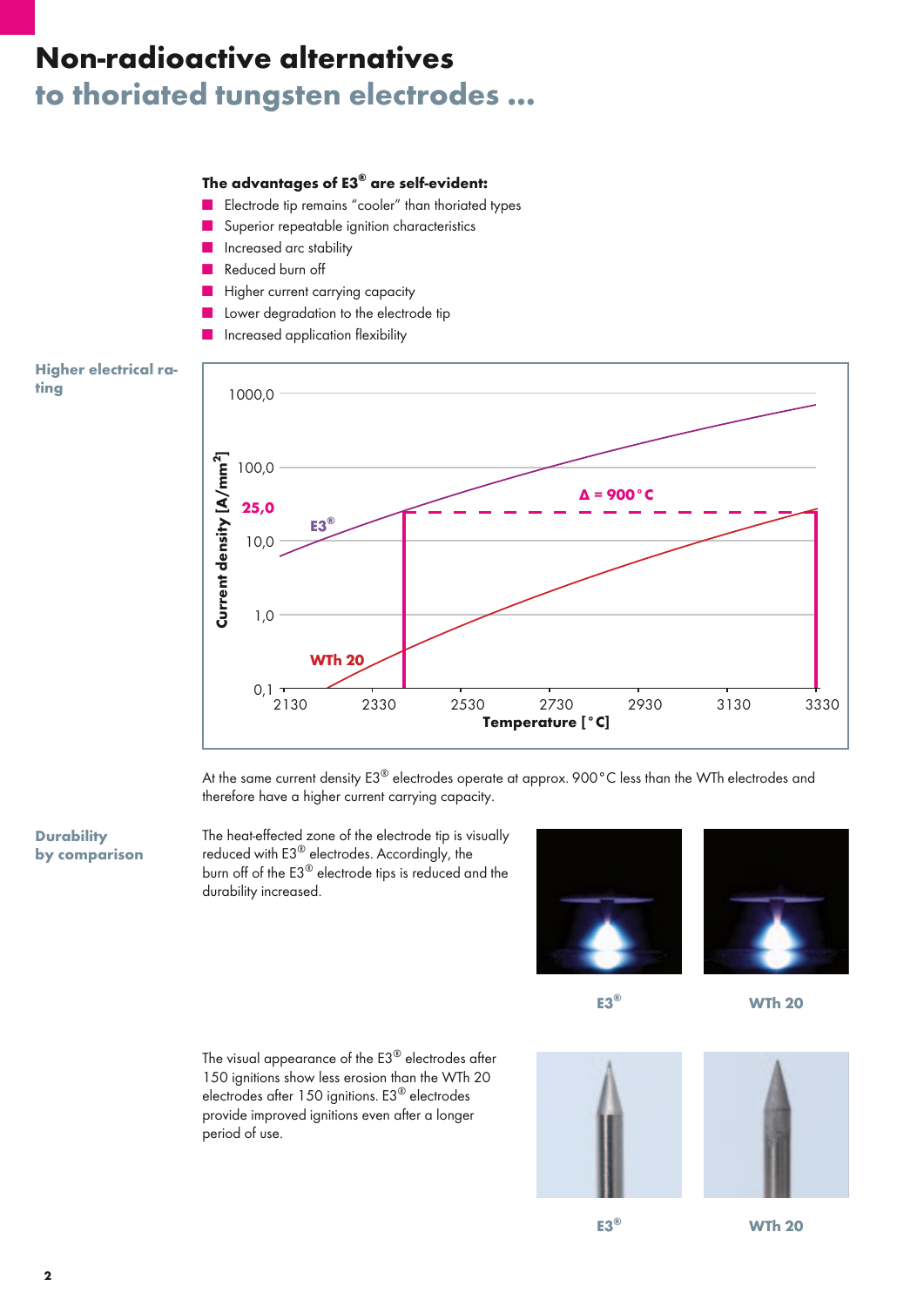# Non-radioactive alternatives
## to thoriated tungsten electrodes …

**The advantages of E3® are self-evident:**

- Electrode tip remains "cooler" than thoriated types
- Superior repeatable ignition characteristics
- Increased arc stability
- Reduced burn off
- Higher current carrying capacity
- Lower degradation to the electrode tip
- Increased application flexibility

### Higher electrical rating

At the same current density E3® electrodes operate at approx. 900 °C less than the WTh electrodes and therefore have a higher current carrying capacity.

### Durability by comparison

The heat-effected zone of the electrode tip is visually reduced with E3® electrodes. Accordingly, the burn off of the E3® electrode tips is reduced and the durability increased.

E3® WTh 20

The visual appearance of the E3® electrodes after 150 ignitions show less erosion than the WTh 20 electrodes after 150 ignitions. E3® electrodes provide improved ignitions even after a longer period of use.

E3® WTh 20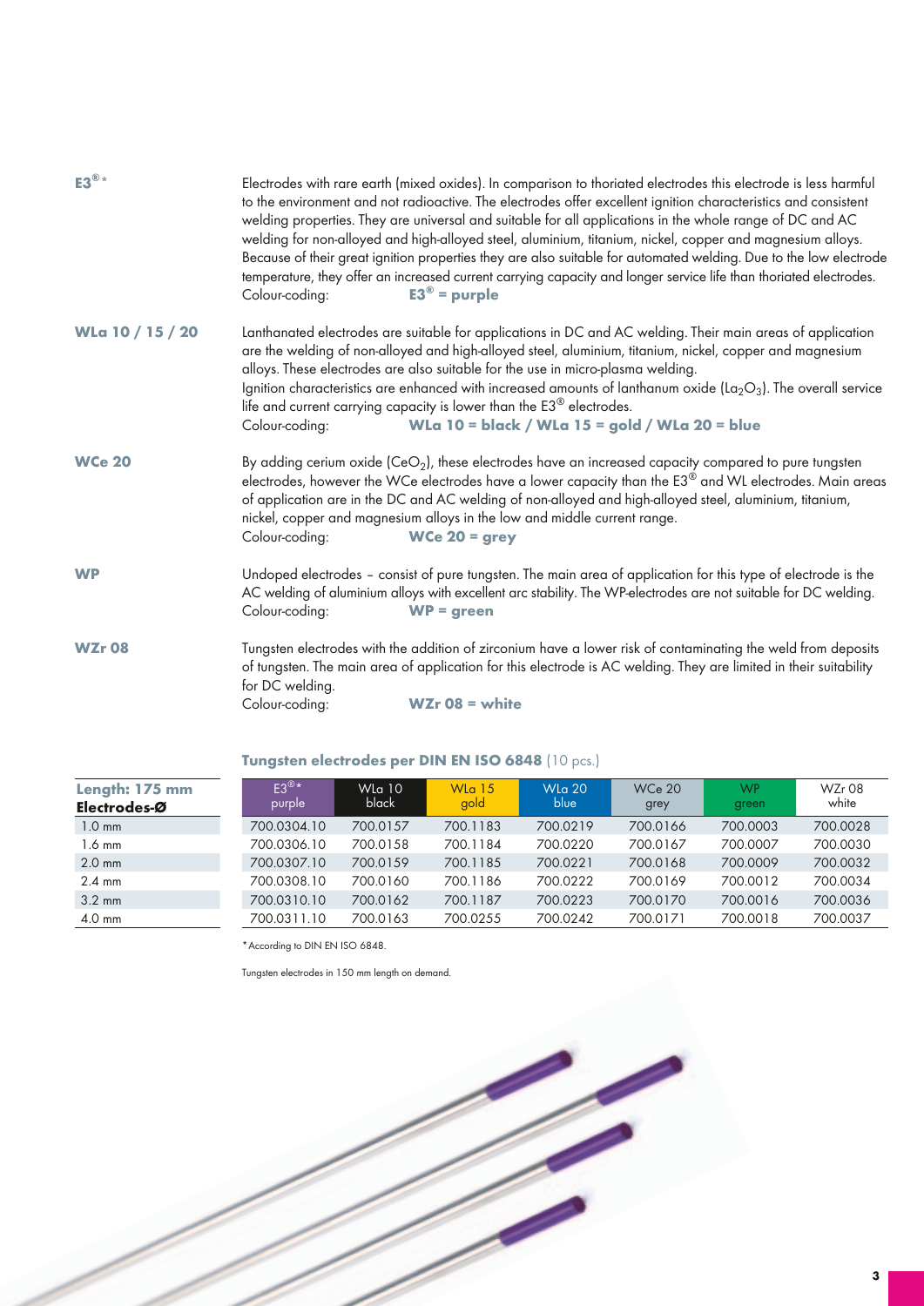**E3®\***

Electrodes with rare earth (mixed oxides). In comparison to thoriated electrodes this electrode is less harmful to the environment and not radioactive. The electrodes offer excellent ignition characteristics and consistent welding properties. They are universal and suitable for all applications in the whole range of DC and AC welding for non-alloyed and high-alloyed steel, aluminium, titanium, nickel, copper and magnesium alloys. Because of their great ignition properties they are also suitable for automated welding. Due to the low electrode temperature, they offer an increased current carrying capacity and longer service life than thoriated electrodes.
Colour-coding: **E3® = purple**

**WLa 10 / 15 / 20**

Lanthanated electrodes are suitable for applications in DC and AC welding. Their main areas of application are the welding of non-alloyed and high-alloyed steel, aluminium, titanium, nickel, copper and magnesium alloys. These electrodes are also suitable for the use in micro-plasma welding.
Ignition characteristics are enhanced with increased amounts of lanthanum oxide ($La_2O_3$). The overall service life and current carrying capacity is lower than the E3® electrodes.
Colour-coding: **WLa 10 = black / WLa 15 = gold / WLa 20 = blue**

**WCe 20**

By adding cerium oxide ($CeO_2$), these electrodes have an increased capacity compared to pure tungsten electrodes, however the WCe electrodes have a lower capacity than the E3® and WL electrodes. Main areas of application are in the DC and AC welding of non-alloyed and high-alloyed steel, aluminium, titanium, nickel, copper and magnesium alloys in the low and middle current range.
Colour-coding: **WCe 20 = grey**

**WP**

Undoped electrodes – consist of pure tungsten. The main area of application for this type of electrode is the AC welding of aluminium alloys with excellent arc stability. The WP-electrodes are not suitable for DC welding.
Colour-coding: **WP = green**

**WZr 08**

Tungsten electrodes with the addition of zirconium have a lower risk of contaminating the weld from deposits of tungsten. The main area of application for this electrode is AC welding. They are limited in their suitability for DC welding.
Colour-coding: **WZr 08 = white**

### Tungsten electrodes per DIN EN ISO 6848 (10 pcs.)

| Length: 175 mm **Electrodes-Ø** | E3®\* purple | WLa 10 black | WLa 15 gold | WLa 20 blue | WCe 20 grey | WP green | WZr 08 white |
|---|---|---|---|---|---|---|---|
| 1.0 mm | 700.0304.10 | 700.0157 | 700.1183 | 700.0219 | 700.0166 | 700.0003 | 700.0028 |
| 1.6 mm | 700.0306.10 | 700.0158 | 700.1184 | 700.0220 | 700.0167 | 700.0007 | 700.0030 |
| 2.0 mm | 700.0307.10 | 700.0159 | 700.1185 | 700.0221 | 700.0168 | 700.0009 | 700.0032 |
| 2.4 mm | 700.0308.10 | 700.0160 | 700.1186 | 700.0222 | 700.0169 | 700.0012 | 700.0034 |
| 3.2 mm | 700.0310.10 | 700.0162 | 700.1187 | 700.0223 | 700.0170 | 700.0016 | 700.0036 |
| 4.0 mm | 700.0311.10 | 700.0163 | 700.0255 | 700.0242 | 700.0171 | 700.0018 | 700.0037 |

\*According to DIN EN ISO 6848.

Tungsten electrodes in 150 mm length on demand.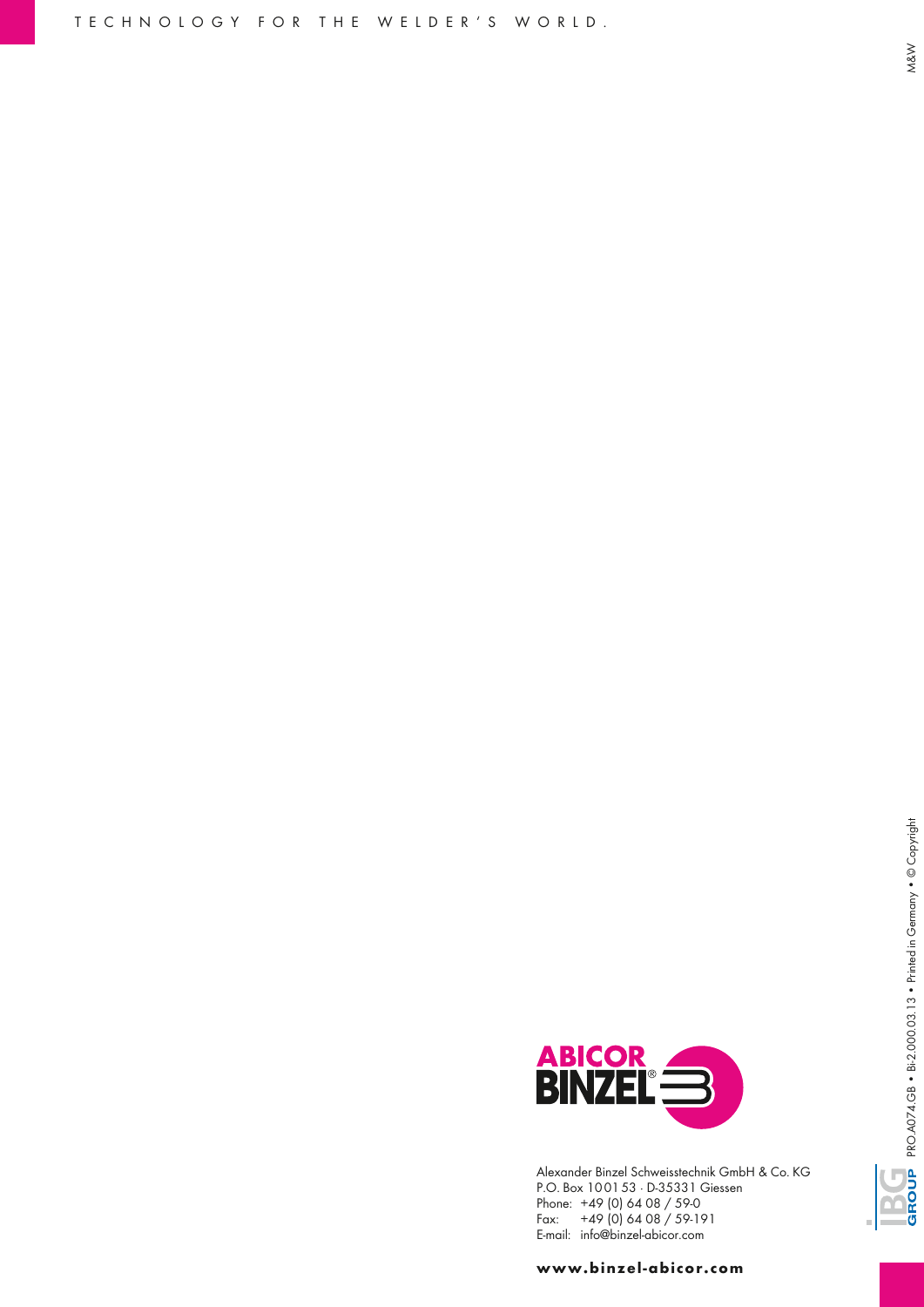TECHNOLOGY FOR THE WELDER'S WORLD.

ABICOR BINZEL®

Alexander Binzel Schweisstechnik GmbH & Co. KG
P.O. Box 10 01 53 · D-35331 Giessen
Phone: +49 (0) 64 08 / 59-0
Fax: +49 (0) 64 08 / 59-191
E-mail: info@binzel-abicor.com

**www.binzel-abicor.com**

IBG GROUP

PRO.A074.GB • Bi:2.000.03.13 • Printed in Germany • © Copyright

M&W